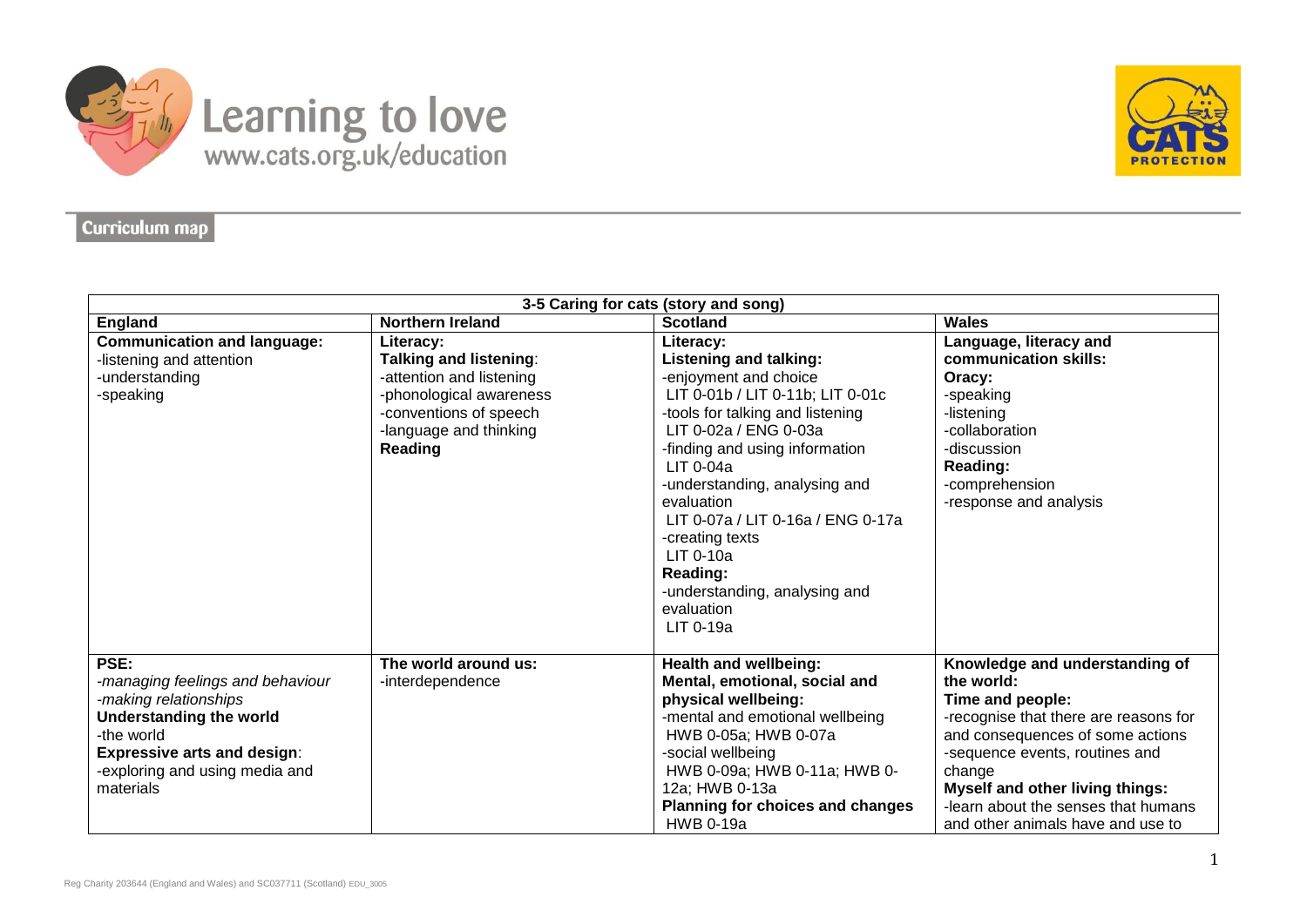Learning to love
www.cats.org.uk/education

## Curriculum map

| 3-5 Caring for cats (story and song) | | | |
|---|---|---|---|
| **England** | **Northern Ireland** | **Scotland** | **Wales** |
| **Communication and language:**<br>-listening and attention<br>-understanding<br>-speaking | **Literacy:**<br>**Talking and listening**:<br>-attention and listening<br>-phonological awareness<br>-conventions of speech<br>-language and thinking<br>**Reading** | **Literacy:**<br>**Listening and talking:**<br>-enjoyment and choice<br>LIT 0-01b / LIT 0-11b; LIT 0-01c<br>-tools for talking and listening<br>LIT 0-02a / ENG 0-03a<br>-finding and using information<br>LIT 0-04a<br>-understanding, analysing and evaluation<br>LIT 0-07a / LIT 0-16a / ENG 0-17a<br>-creating texts<br>LIT 0-10a<br>**Reading:**<br>-understanding, analysing and evaluation<br>LIT 0-19a | **Language, literacy and communication skills:**<br>**Oracy:**<br>-speaking<br>-listening<br>-collaboration<br>-discussion<br>**Reading:**<br>-comprehension<br>-response and analysis |
| **PSE:**<br>*-managing feelings and behaviour*<br>*-making relationships*<br>**Understanding the world**<br>-the world<br>**Expressive arts and design**:<br>-exploring and using media and materials | **The world around us:**<br>-interdependence | **Health and wellbeing:**<br>**Mental, emotional, social and physical wellbeing:**<br>-mental and emotional wellbeing<br>HWB 0-05a; HWB 0-07a<br>-social wellbeing<br>HWB 0-09a; HWB 0-11a; HWB 0-12a; HWB 0-13a<br>**Planning for choices and changes**<br>HWB 0-19a | **Knowledge and understanding of the world:**<br>**Time and people:**<br>-recognise that there are reasons for and consequences of some actions<br>-sequence events, routines and change<br>**Myself and other living things:**<br>-learn about the senses that humans and other animals have and use to |

Reg Charity 203644 (England and Wales) and SC037711 (Scotland) EDU_3005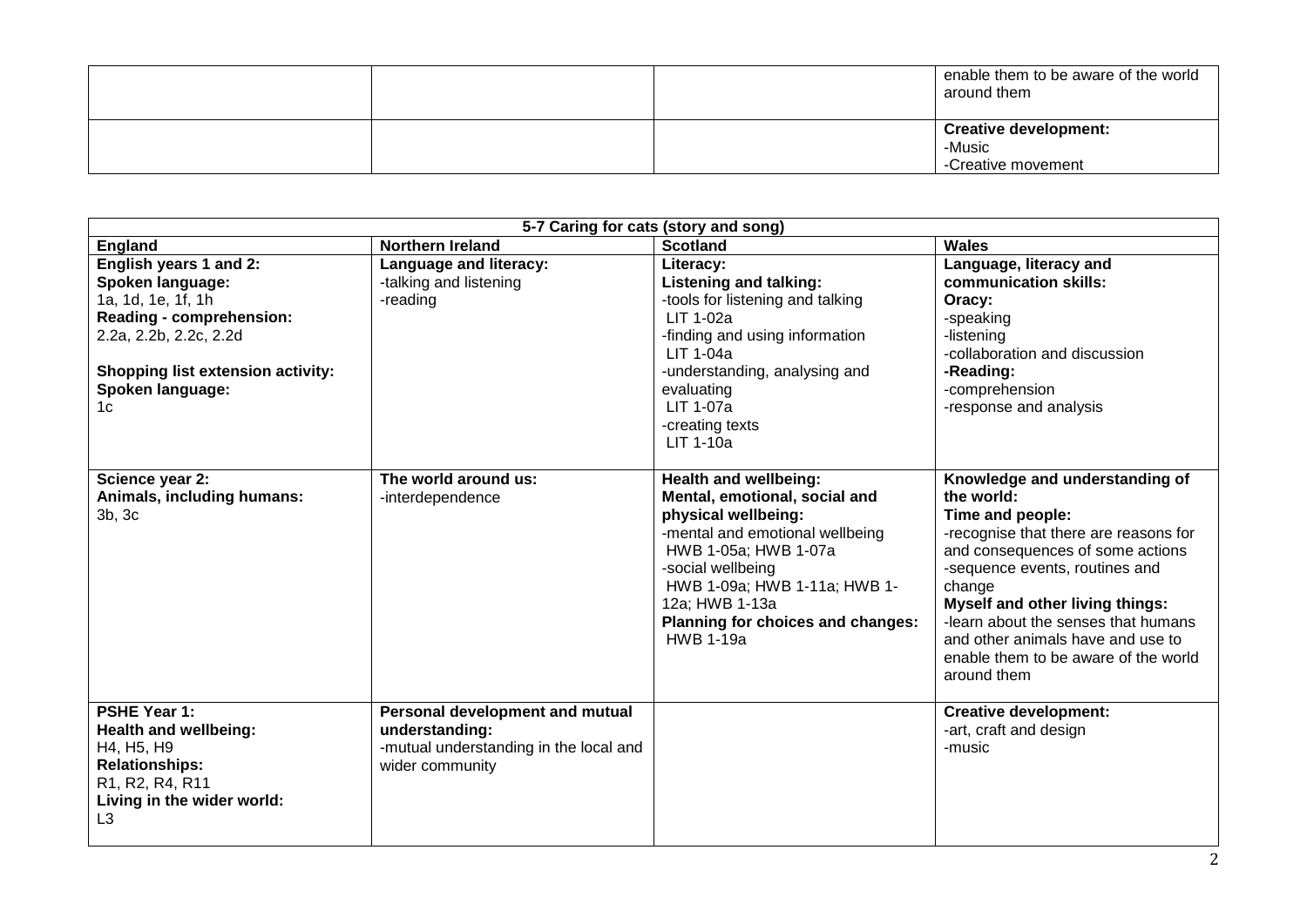| | | | |
|---|---|---|---|
| | | | enable them to be aware of the world around them |
| | | | **Creative development:**<br>-Music<br>-Creative movement |

| **5-7 Caring for cats (story and song)** | | | |
|---|---|---|---|
| **England** | **Northern Ireland** | **Scotland** | **Wales** |
| **English years 1 and 2:**<br>**Spoken language:**<br>1a, 1d, 1e, 1f, 1h<br>**Reading - comprehension:**<br>2.2a, 2.2b, 2.2c, 2.2d<br><br>**Shopping list extension activity:**<br>**Spoken language:**<br>1c | **Language and literacy:**<br>-talking and listening<br>-reading | **Literacy:**<br>**Listening and talking:**<br>-tools for listening and talking<br>LIT 1-02a<br>-finding and using information<br>LIT 1-04a<br>-understanding, analysing and evaluating<br>LIT 1-07a<br>-creating texts<br>LIT 1-10a | **Language, literacy and communication skills:**<br>**Oracy:**<br>-speaking<br>-listening<br>-collaboration and discussion<br>**-Reading:**<br>-comprehension<br>-response and analysis |
| **Science year 2:**<br>**Animals, including humans:**<br>3b, 3c | **The world around us:**<br>-interdependence | **Health and wellbeing:**<br>**Mental, emotional, social and physical wellbeing:**<br>-mental and emotional wellbeing<br>HWB 1-05a; HWB 1-07a<br>-social wellbeing<br>HWB 1-09a; HWB 1-11a; HWB 1-12a; HWB 1-13a<br>**Planning for choices and changes:**<br>HWB 1-19a | **Knowledge and understanding of the world:**<br>**Time and people:**<br>-recognise that there are reasons for and consequences of some actions<br>-sequence events, routines and change<br>**Myself and other living things:**<br>-learn about the senses that humans and other animals have and use to enable them to be aware of the world around them |
| **PSHE Year 1:**<br>**Health and wellbeing:**<br>H4, H5, H9<br>**Relationships:**<br>R1, R2, R4, R11<br>**Living in the wider world:**<br>L3 | **Personal development and mutual understanding:**<br>-mutual understanding in the local and wider community | | **Creative development:**<br>-art, craft and design<br>-music |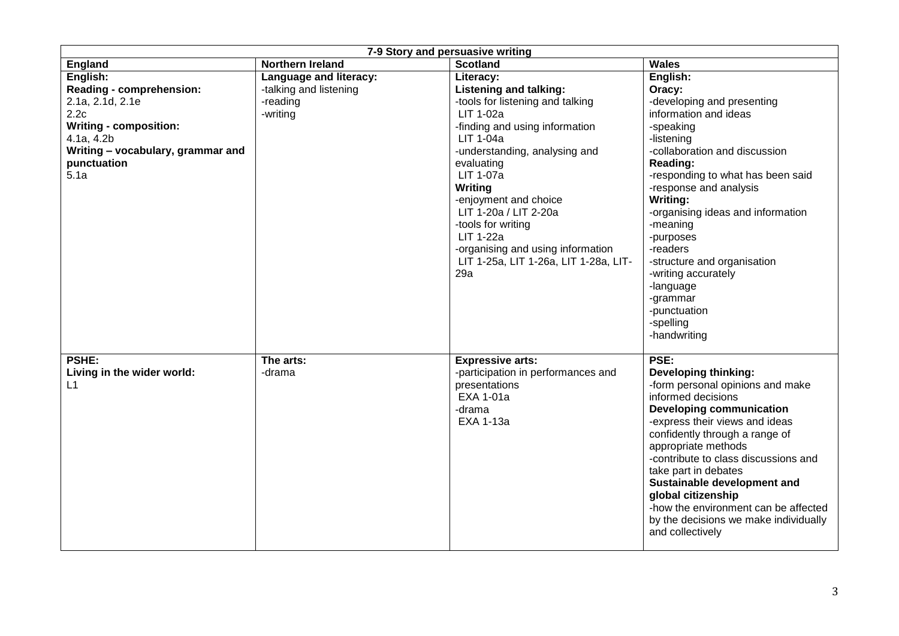| 7-9 Story and persuasive writing | | | |
|---|---|---|---|
| **England** | **Northern Ireland** | **Scotland** | **Wales** |
| **English:**<br>**Reading - comprehension:**<br>2.1a, 2.1d, 2.1e<br>2.2c<br>**Writing - composition:**<br>4.1a, 4.2b<br>**Writing – vocabulary, grammar and punctuation**<br>5.1a | **Language and literacy:**<br>-talking and listening<br>-reading<br>-writing | **Literacy:**<br>**Listening and talking:**<br>-tools for listening and talking<br>LIT 1-02a<br>-finding and using information<br>LIT 1-04a<br>-understanding, analysing and evaluating<br>LIT 1-07a<br>**Writing**<br>-enjoyment and choice<br>LIT 1-20a / LIT 2-20a<br>-tools for writing<br>LIT 1-22a<br>-organising and using information<br>LIT 1-25a, LIT 1-26a, LIT 1-28a, LIT-29a | **English:**<br>**Oracy:**<br>-developing and presenting information and ideas<br>-speaking<br>-listening<br>-collaboration and discussion<br>**Reading:**<br>-responding to what has been said<br>-response and analysis<br>**Writing:**<br>-organising ideas and information<br>-meaning<br>-purposes<br>-readers<br>-structure and organisation<br>-writing accurately<br>-language<br>-grammar<br>-punctuation<br>-spelling<br>-handwriting |
| **PSHE:**<br>**Living in the wider world:**<br>L1 | **The arts:**<br>-drama | **Expressive arts:**<br>-participation in performances and presentations<br>EXA 1-01a<br>-drama<br>EXA 1-13a | **PSE:**<br>**Developing thinking:**<br>-form personal opinions and make informed decisions<br>**Developing communication**<br>-express their views and ideas confidently through a range of appropriate methods<br>-contribute to class discussions and take part in debates<br>**Sustainable development and global citizenship**<br>-how the environment can be affected by the decisions we make individually and collectively |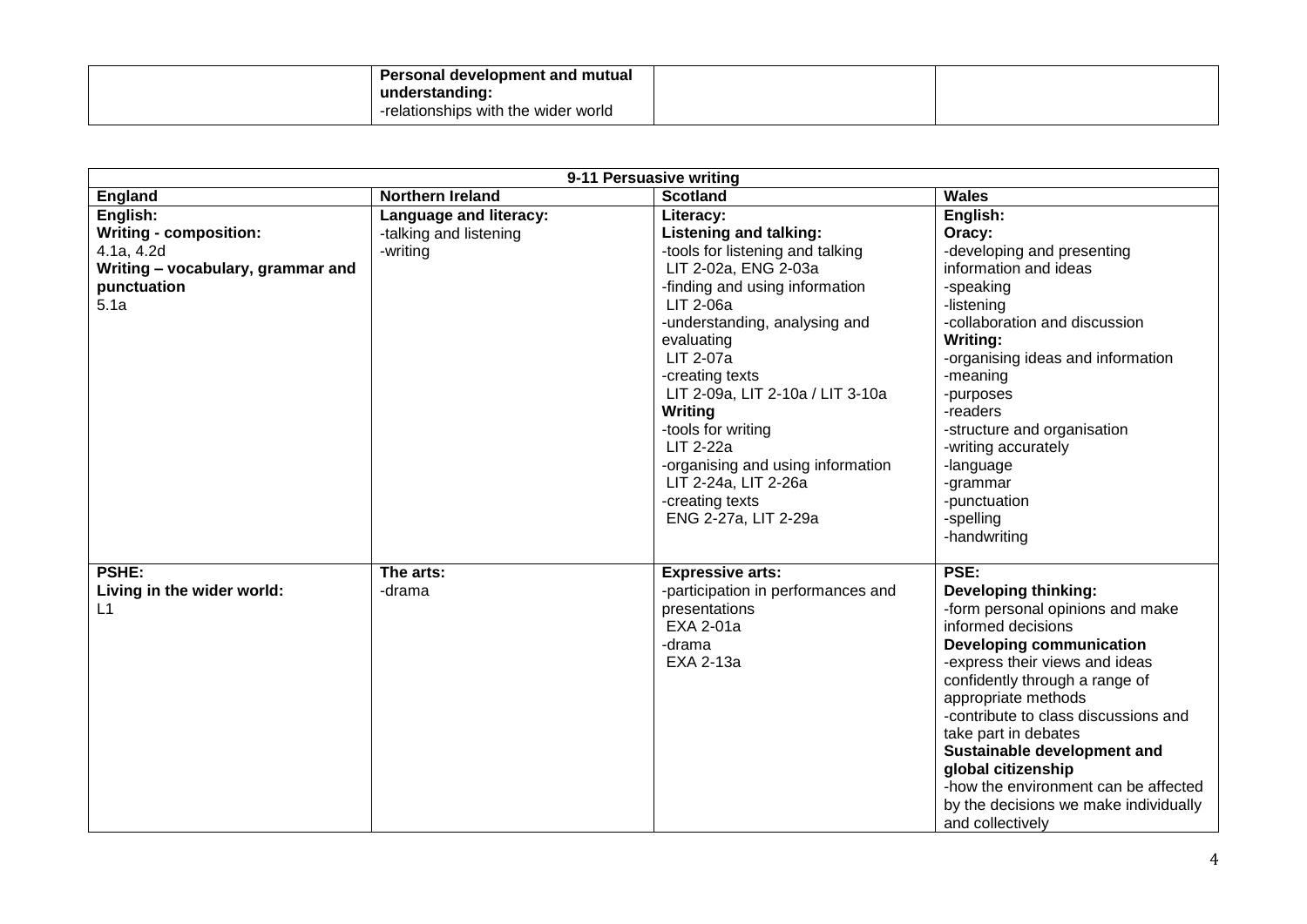| | Personal development and mutual understanding:<br>-relationships with the wider world | | |
|---|---|---|---|

| 9-11 Persuasive writing | | | |
|---|---|---|---|
| **England** | **Northern Ireland** | **Scotland** | **Wales** |
| **English:**<br>**Writing - composition:**<br>4.1a, 4.2d<br>**Writing – vocabulary, grammar and punctuation**<br>5.1a | **Language and literacy:**<br>-talking and listening<br>-writing | **Literacy:**<br>**Listening and talking:**<br>-tools for listening and talking<br>LIT 2-02a, ENG 2-03a<br>-finding and using information<br>LIT 2-06a<br>-understanding, analysing and evaluating<br>LIT 2-07a<br>-creating texts<br>LIT 2-09a, LIT 2-10a / LIT 3-10a<br>**Writing**<br>-tools for writing<br>LIT 2-22a<br>-organising and using information<br>LIT 2-24a, LIT 2-26a<br>-creating texts<br>ENG 2-27a, LIT 2-29a | **English:**<br>**Oracy:**<br>-developing and presenting information and ideas<br>-speaking<br>-listening<br>-collaboration and discussion<br>**Writing:**<br>-organising ideas and information<br>-meaning<br>-purposes<br>-readers<br>-structure and organisation<br>-writing accurately<br>-language<br>-grammar<br>-punctuation<br>-spelling<br>-handwriting |
| **PSHE:**<br>**Living in the wider world:**<br>L1 | **The arts:**<br>-drama | **Expressive arts:**<br>-participation in performances and presentations<br>EXA 2-01a<br>-drama<br>EXA 2-13a | **PSE:**<br>**Developing thinking:**<br>-form personal opinions and make informed decisions<br>**Developing communication**<br>-express their views and ideas confidently through a range of appropriate methods<br>-contribute to class discussions and take part in debates<br>**Sustainable development and global citizenship**<br>-how the environment can be affected by the decisions we make individually and collectively |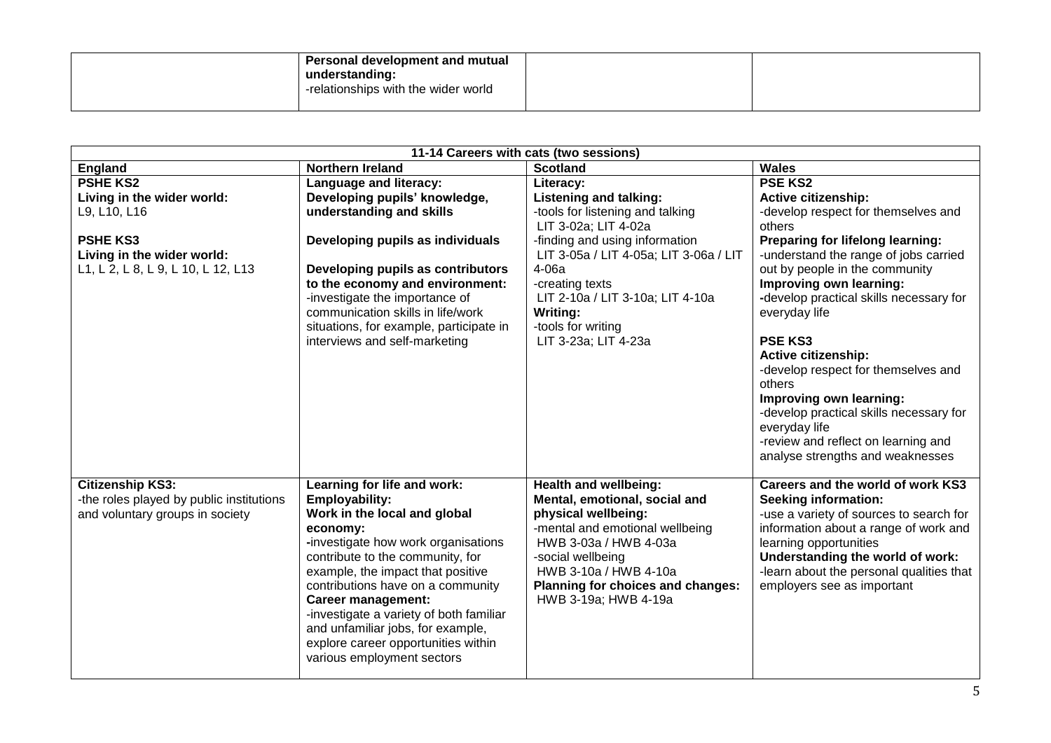| | Personal development and mutual understanding:<br>-relationships with the wider world | | |
|---|---|---|---|

| 11-14 Careers with cats (two sessions) | | | |
|---|---|---|---|
| **England** | **Northern Ireland** | **Scotland** | **Wales** |
| **PSHE KS2**<br>**Living in the wider world:**<br>L9, L10, L16<br><br>**PSHE KS3**<br>**Living in the wider world:**<br>L1, L 2, L 8, L 9, L 10, L 12, L13 | **Language and literacy:**<br>**Developing pupils' knowledge, understanding and skills**<br><br>**Developing pupils as individuals**<br><br>**Developing pupils as contributors to the economy and environment:**<br>-investigate the importance of communication skills in life/work situations, for example, participate in interviews and self-marketing | **Literacy:**<br>**Listening and talking:**<br>-tools for listening and talking<br>LIT 3-02a; LIT 4-02a<br>-finding and using information<br>LIT 3-05a / LIT 4-05a; LIT 3-06a / LIT 4-06a<br>-creating texts<br>LIT 2-10a / LIT 3-10a; LIT 4-10a<br>**Writing:**<br>-tools for writing<br>LIT 3-23a; LIT 4-23a | **PSE KS2**<br>**Active citizenship:**<br>-develop respect for themselves and others<br>**Preparing for lifelong learning:**<br>-understand the range of jobs carried out by people in the community<br>**Improving own learning:**<br>-develop practical skills necessary for everyday life<br><br>**PSE KS3**<br>**Active citizenship:**<br>-develop respect for themselves and others<br>**Improving own learning:**<br>-develop practical skills necessary for everyday life<br>-review and reflect on learning and analyse strengths and weaknesses |
| **Citizenship KS3:**<br>-the roles played by public institutions and voluntary groups in society | **Learning for life and work:**<br>**Employability:**<br>**Work in the local and global economy:**<br>-investigate how work organisations contribute to the community, for example, the impact that positive contributions have on a community<br>**Career management:**<br>-investigate a variety of both familiar and unfamiliar jobs, for example, explore career opportunities within various employment sectors | **Health and wellbeing:**<br>**Mental, emotional, social and physical wellbeing:**<br>-mental and emotional wellbeing<br>HWB 3-03a / HWB 4-03a<br>-social wellbeing<br>HWB 3-10a / HWB 4-10a<br>**Planning for choices and changes:**<br>HWB 3-19a; HWB 4-19a | **Careers and the world of work KS3**<br>**Seeking information:**<br>-use a variety of sources to search for information about a range of work and learning opportunities<br>**Understanding the world of work:**<br>-learn about the personal qualities that employers see as important |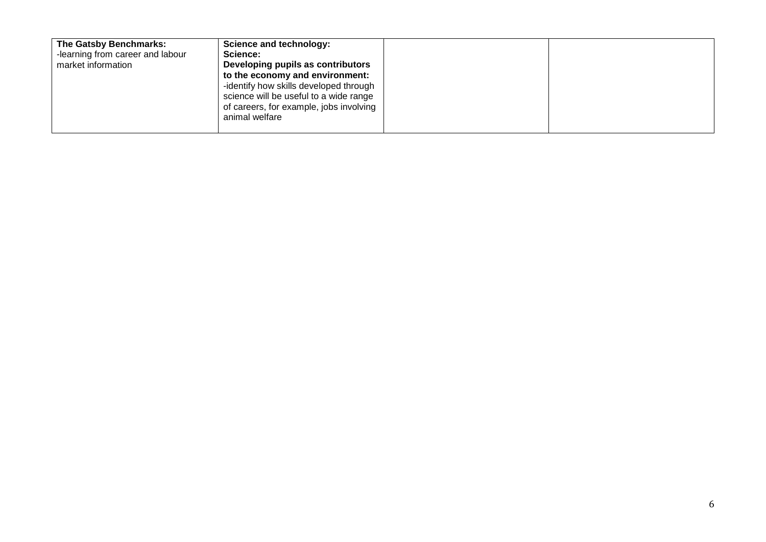| | | | |
|---|---|---|---|
| **The Gatsby Benchmarks:**<br>-learning from career and labour market information | **Science and technology:**<br>**Science:**<br>**Developing pupils as contributors to the economy and environment:**<br>-identify how skills developed through science will be useful to a wide range of careers, for example, jobs involving animal welfare | | |